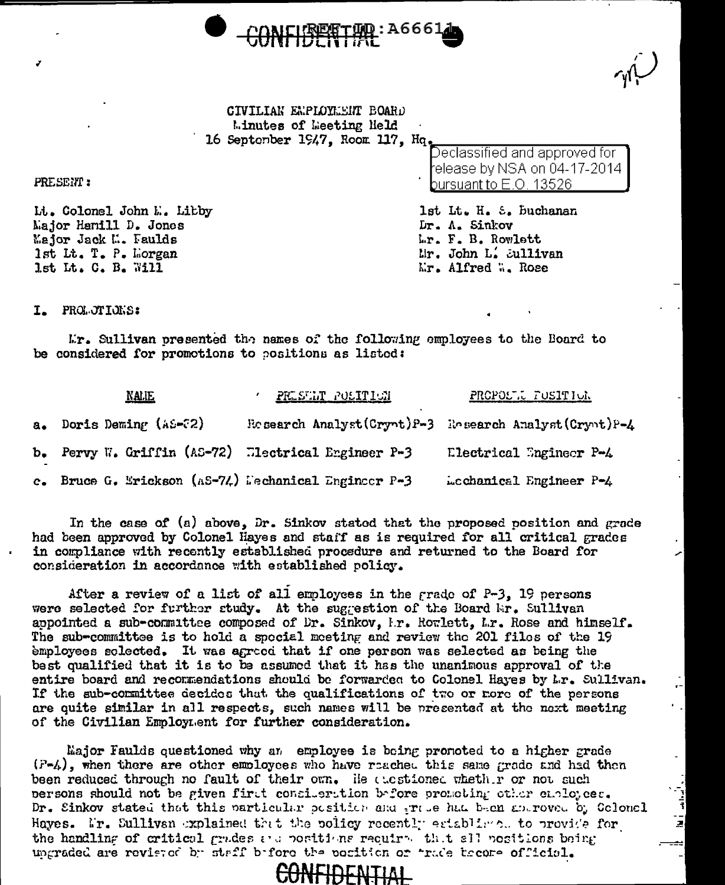CONFIDENTIAL REF ID: A66611

CIVILIAN EMPLOYMENT BOARD
Minutes of Meeting Held
16 September 1947, Room 117, Hq.

Declassified and approved for release by NSA on 04-17-2014 pursuant to E.O. 13526

PRESENT:

| | |
|---|---|
| Lt. Colonel John M. Libby | 1st Lt. H. S. Buchanan |
| Major Hamill D. Jones | Dr. A. Sinkov |
| Major Jack M. Faulds | Mr. F. B. Rowlett |
| 1st Lt. T. P. Morgan | Mr. John L. Sullivan |
| 1st Lt. C. B. Will | Mr. Alfred W. Rose |

I. PROMOTIONS:

Mr. Sullivan presented the names of the following employees to the Board to be considered for promotions to positions as listed:

| NAME | PRESENT POSITION | PROPOSED POSITION |
|---|---|---|
| a. Doris Deming (AS-72) | Research Analyst(Crypt)P-3 | Research Analyst(Crypt)P-4 |
| b. Pervy W. Griffin (AS-72) | Electrical Engineer P-3 | Electrical Engineer P-4 |
| c. Bruce G. Erickson (AS-74) | Mechanical Engineer P-3 | Mechanical Engineer P-4 |

In the case of (a) above, Dr. Sinkov stated that the proposed position and grade had been approved by Colonel Hayes and staff as is required for all critical grades in compliance with recently established procedure and returned to the Board for consideration in accordance with established policy.

After a review of a list of all employees in the grade of P-3, 19 persons were selected for further study. At the suggestion of the Board Mr. Sullivan appointed a sub-committee composed of Dr. Sinkov, Mr. Rowlett, Mr. Rose and himself. The sub-committee is to hold a special meeting and review the 201 files of the 19 employees selected. It was agreed that if one person was selected as being the best qualified that it is to be assumed that it has the unanimous approval of the entire board and recommendations should be forwarded to Colonel Hayes by Mr. Sullivan. If the sub-committee decides that the qualifications of two or more of the persons are quite similar in all respects, such names will be presented at the next meeting of the Civilian Employment for further consideration.

Major Faulds questioned why an employee is being promoted to a higher grade (P-4), when there are other employees who have reached this same grade and had then been reduced through no fault of their own. He questioned whether or not such persons should not be given first consideration before promoting other employees. Dr. Sinkov stated that this particular position and grade had been approved by Colonel Hayes. Mr. Sullivan explained that the policy recently established to provide for the handling of critical grades and positions requires that all positions being upgraded are reviewed by staff before the position or grade become official.

CONFIDENTIAL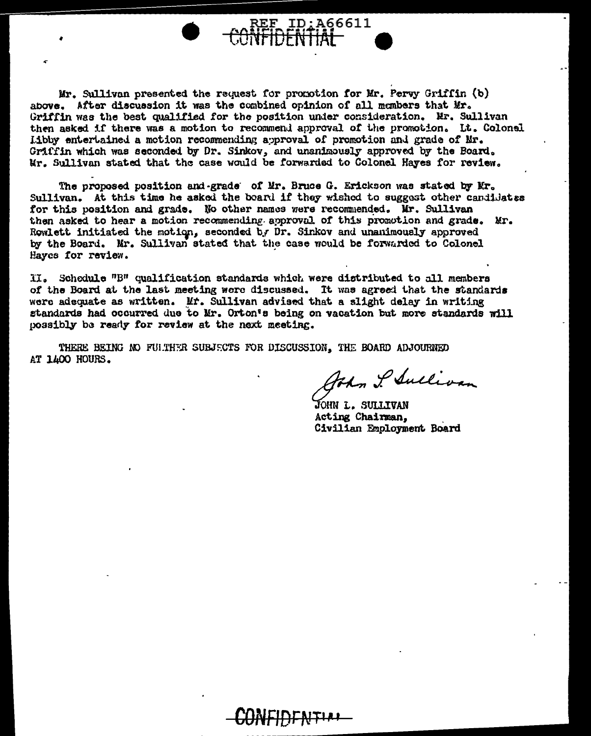REF ID:A66611

CONFIDENTIAL

Mr. Sullivan presented the request for promotion for Mr. Pervy Griffin (b) above. After discussion it was the combined opinion of all members that Mr. Griffin was the best qualified for the position under consideration. Mr. Sullivan then asked if there was a motion to recommend approval of the promotion. Lt. Colonel Libby entertained a motion recommending approval of promotion and grade of Mr. Griffin which was seconded by Dr. Sinkov, and unanimously approved by the Board. Mr. Sullivan stated that the case would be forwarded to Colonel Hayes for review.

The proposed position and grade of Mr. Bruce G. Erickson was stated by Mr. Sullivan. At this time he asked the board if they wished to suggest other candidates for this position and grade. No other names were recommended. Mr. Sullivan then asked to hear a motion recommending approval of this promotion and grade. Mr. Rowlett initiated the motion, seconded by Dr. Sinkov and unanimously approved by the Board. Mr. Sullivan stated that the case would be forwarded to Colonel Hayes for review.

II. Schedule "B" qualification standards which were distributed to all members of the Board at the last meeting were discussed. It was agreed that the standards were adequate as written. Mr. Sullivan advised that a slight delay in writing standards had occurred due to Mr. Orton's being on vacation but more standards will possibly be ready for review at the next meeting.

THERE BEING NO FURTHER SUBJECTS FOR DISCUSSION, THE BOARD ADJOURNED AT 1400 HOURS.

John L. Sullivan

JOHN L. SULLIVAN
Acting Chairman,
Civilian Employment Board

CONFIDENTIAL